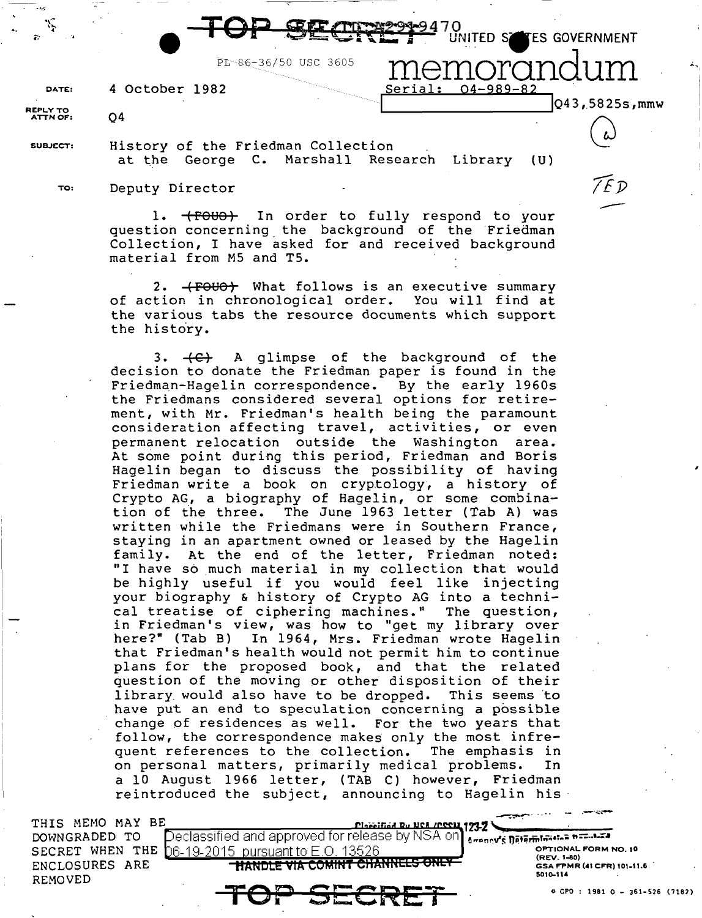TOP SECRET 2929470 UNITED STATES GOVERNMENT

PL 86-36/50 USC 3605

# memorandum

Serial: 04-989-82

Q43,5825s,mmw

DATE: 4 October 1982

REPLY TO ATTN OF: Q4

SUBJECT: History of the Friedman Collection at the George C. Marshall Research Library (U)

TO: Deputy Director

TED

1. ~~(FOUO)~~ In order to fully respond to your question concerning the background of the Friedman Collection, I have asked for and received background material from M5 and T5.

2. ~~(FOUO)~~ What follows is an executive summary of action in chronological order. You will find at the various tabs the resource documents which support the history.

3. ~~(C)~~ A glimpse of the background of the decision to donate the Friedman paper is found in the Friedman-Hagelin correspondence. By the early 1960s the Friedmans considered several options for retirement, with Mr. Friedman's health being the paramount consideration affecting travel, activities, or even permanent relocation outside the Washington area. At some point during this period, Friedman and Boris Hagelin began to discuss the possibility of having Friedman write a book on cryptology, a history of Crypto AG, a biography of Hagelin, or some combination of the three. The June 1963 letter (Tab A) was written while the Friedmans were in Southern France, staying in an apartment owned or leased by the Hagelin family. At the end of the letter, Friedman noted: "I have so much material in my collection that would be highly useful if you would feel like injecting your biography & history of Crypto AG into a technical treatise of ciphering machines." The question, in Friedman's view, was how to "get my library over here?" (Tab B) In 1964, Mrs. Friedman wrote Hagelin that Friedman's health would not permit him to continue plans for the proposed book, and that the related question of the moving or other disposition of their library would also have to be dropped. This seems to have put an end to speculation concerning a possible change of residences as well. For the two years that follow, the correspondence makes only the most infrequent references to the collection. The emphasis in on personal matters, primarily medical problems. In a 10 August 1966 letter, (TAB C) however, Friedman reintroduced the subject, announcing to Hagelin his

THIS MEMO MAY BE DOWNGRADED TO SECRET WHEN THE ENCLOSURES ARE REMOVED

Classified By NSA/CSSM 123-2

Declassified and approved for release by NSA on 06-19-2015 pursuant to E.O. 13526

~~HANDLE VIA COMINT CHANNELS ONLY~~

Agency's Determination Required

OPTIONAL FORM NO. 10 (REV. 1-80) GSA FPMR (41 CFR) 101-11.6 5010-114

TOP SECRET

GPO : 1981 O - 361-526 (7182)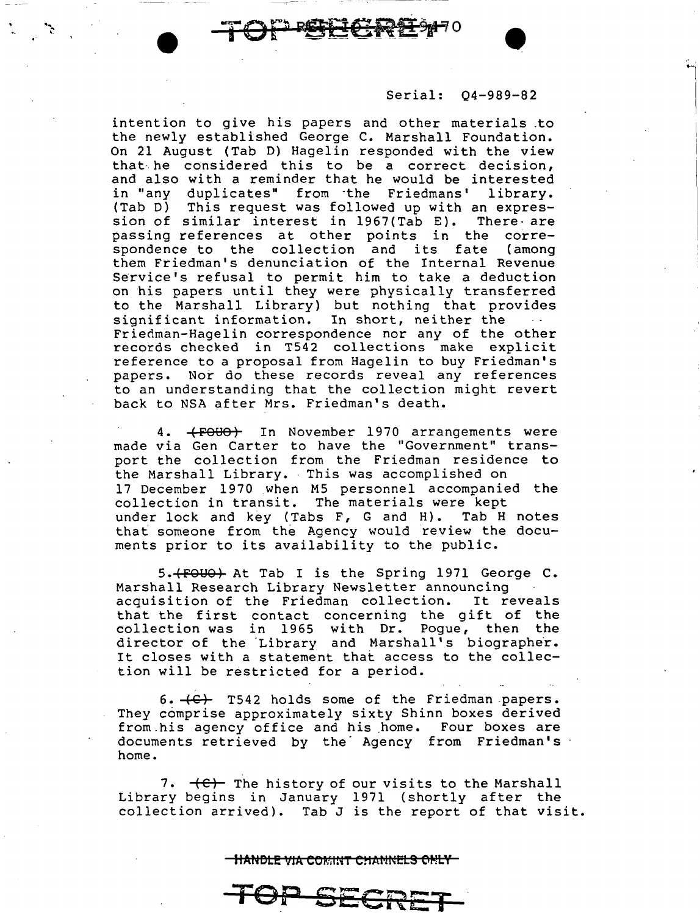Serial: Q4-989-82

intention to give his papers and other materials to the newly established George C. Marshall Foundation. On 21 August (Tab D) Hagelin responded with the view that he considered this to be a correct decision, and also with a reminder that he would be interested in "any duplicates" from the Friedmans' library. (Tab D) This request was followed up with an expression of similar interest in 1967(Tab E). There are passing references at other points in the correspondence to the collection and its fate (among them Friedman's denunciation of the Internal Revenue Service's refusal to permit him to take a deduction on his papers until they were physically transferred to the Marshall Library) but nothing that provides significant information. In short, neither the Friedman-Hagelin correspondence nor any of the other records checked in T542 collections make explicit reference to a proposal from Hagelin to buy Friedman's papers. Nor do these records reveal any references to an understanding that the collection might revert back to NSA after Mrs. Friedman's death.

4. ~~(FOUO)~~ In November 1970 arrangements were made via Gen Carter to have the "Government" transport the collection from the Friedman residence to the Marshall Library. This was accomplished on 17 December 1970 when M5 personnel accompanied the collection in transit. The materials were kept under lock and key (Tabs F, G and H). Tab H notes that someone from the Agency would review the documents prior to its availability to the public.

5. ~~(FOUO)~~ At Tab I is the Spring 1971 George C. Marshall Research Library Newsletter announcing acquisition of the Friedman collection. It reveals that the first contact concerning the gift of the collection was in 1965 with Dr. Pogue, then the director of the Library and Marshall's biographer. It closes with a statement that access to the collection will be restricted for a period.

6. ~~(C)~~ T542 holds some of the Friedman papers. They comprise approximately sixty Shinn boxes derived from his agency office and his home. Four boxes are documents retrieved by the Agency from Friedman's home.

7. ~~(C)~~ The history of our visits to the Marshall Library begins in January 1971 (shortly after the collection arrived). Tab J is the report of that visit.

~~HANDLE VIA COMINT CHANNELS ONLY~~

~~TOP SECRET~~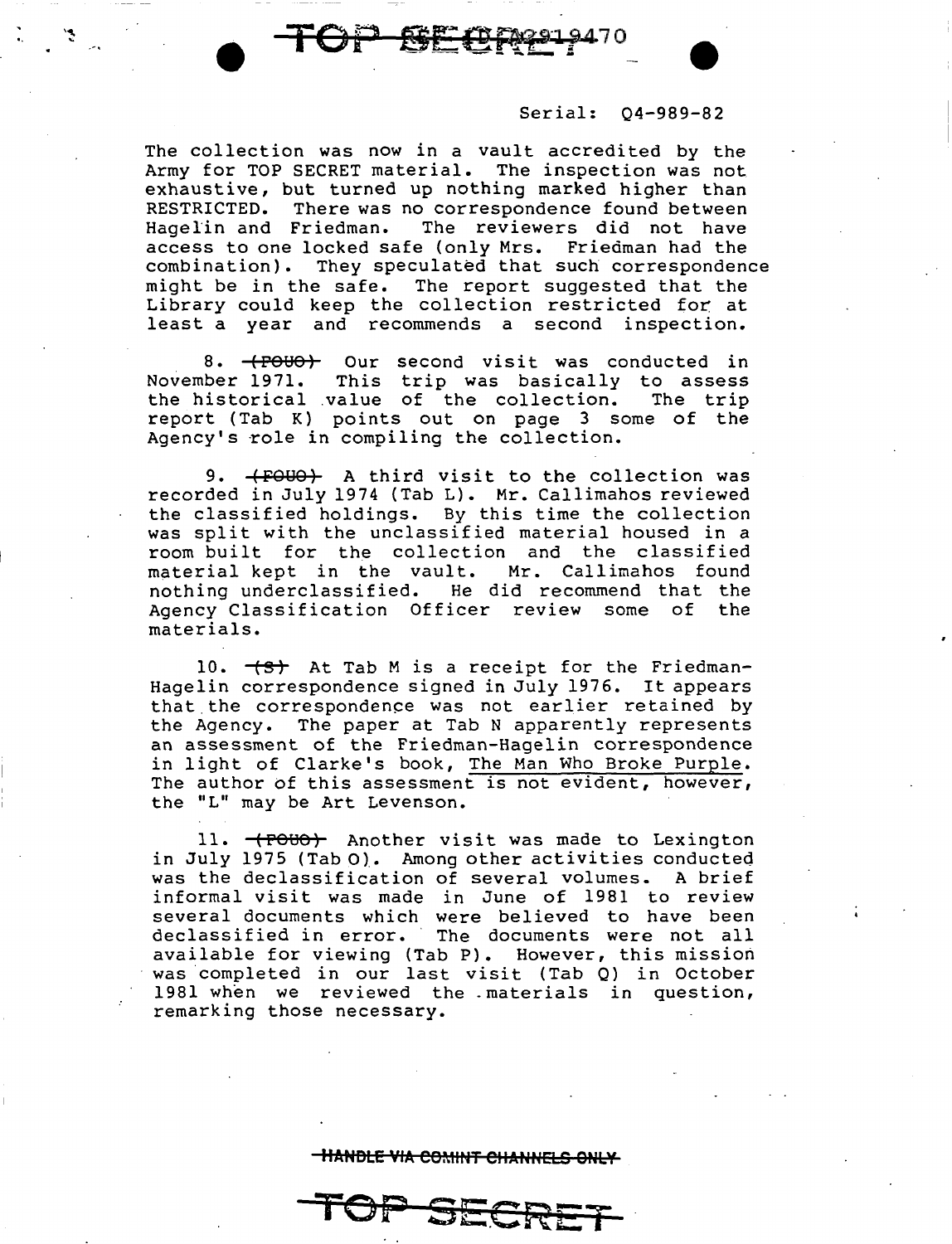Serial: Q4-989-82

The collection was now in a vault accredited by the Army for TOP SECRET material. The inspection was not exhaustive, but turned up nothing marked higher than RESTRICTED. There was no correspondence found between Hagelin and Friedman. The reviewers did not have access to one locked safe (only Mrs. Friedman had the combination). They speculated that such correspondence might be in the safe. The report suggested that the Library could keep the collection restricted for at least a year and recommends a second inspection.

8. ~~(FOUO)~~ Our second visit was conducted in November 1971. This trip was basically to assess the historical value of the collection. The trip report (Tab K) points out on page 3 some of the Agency's role in compiling the collection.

9. ~~(FOUO)~~ A third visit to the collection was recorded in July 1974 (Tab L). Mr. Callimahos reviewed the classified holdings. By this time the collection was split with the unclassified material housed in a room built for the collection and the classified material kept in the vault. Mr. Callimahos found nothing underclassified. He did recommend that the Agency Classification Officer review some of the materials.

10. ~~(S)~~ At Tab M is a receipt for the Friedman-Hagelin correspondence signed in July 1976. It appears that the correspondence was not earlier retained by the Agency. The paper at Tab N apparently represents an assessment of the Friedman-Hagelin correspondence in light of Clarke's book, The Man Who Broke Purple. The author of this assessment is not evident, however, the "L" may be Art Levenson.

11. ~~(FOUO)~~ Another visit was made to Lexington in July 1975 (Tab O). Among other activities conducted was the declassification of several volumes. A brief informal visit was made in June of 1981 to review several documents which were believed to have been declassified in error. The documents were not all available for viewing (Tab P). However, this mission was completed in our last visit (Tab Q) in October 1981 when we reviewed the materials in question, remarking those necessary.

~~HANDLE VIA COMINT CHANNELS ONLY~~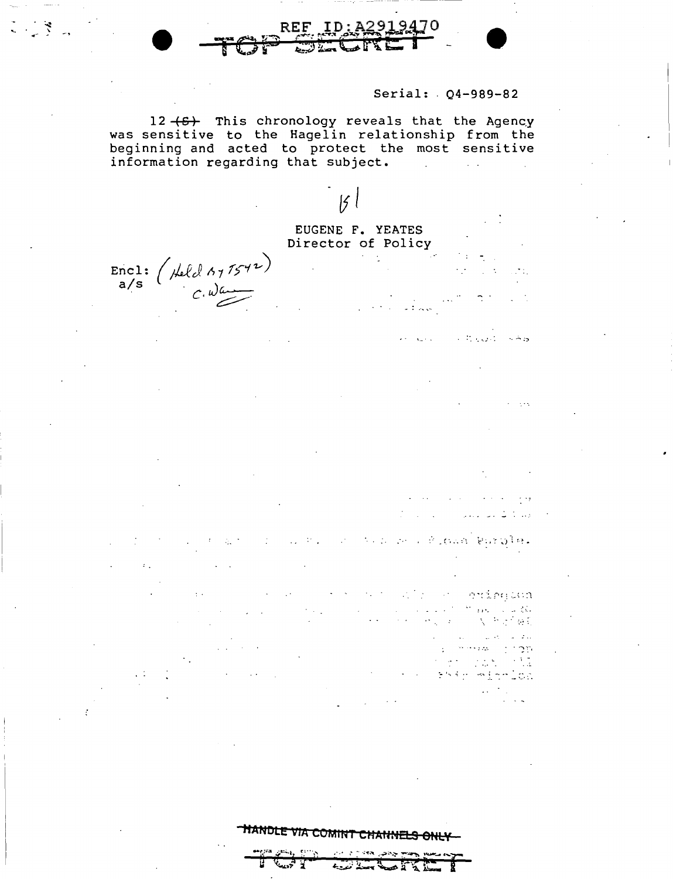REF ID:A2919470

TOP SECRET

Serial: Q4-989-82

12 ~~(S)~~ This chronology reveals that the Agency was sensitive to the Hagelin relationship from the beginning and acted to protect the most sensitive information regarding that subject.

/S/

EUGENE F. YEATES
Director of Policy

Encl: (Held by T542)
a/s C. Wa

HANDLE VIA COMINT CHANNELS ONLY

TOP SECRET